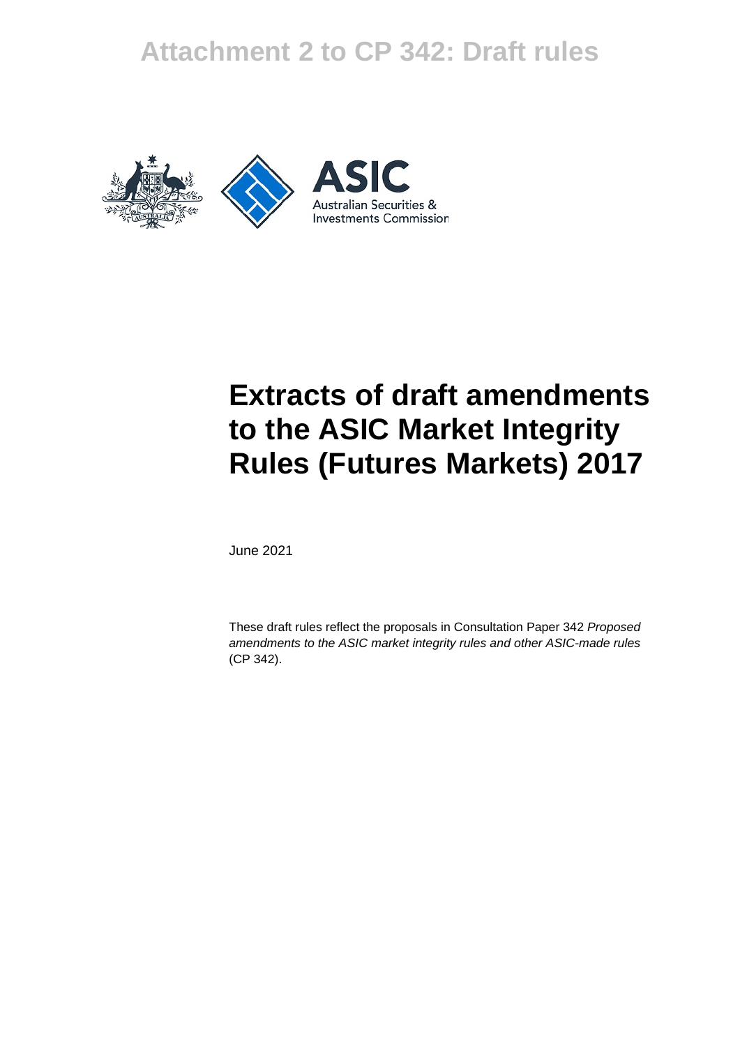# Attachment 2 to CP 342: Draft rules

Australian Securities & Investments Commission

# Extracts of draft amendments to the ASIC Market Integrity Rules (Futures Markets) 2017

June 2021

These draft rules reflect the proposals in Consultation Paper 342 *Proposed amendments to the ASIC market integrity rules and other ASIC-made rules* (CP 342).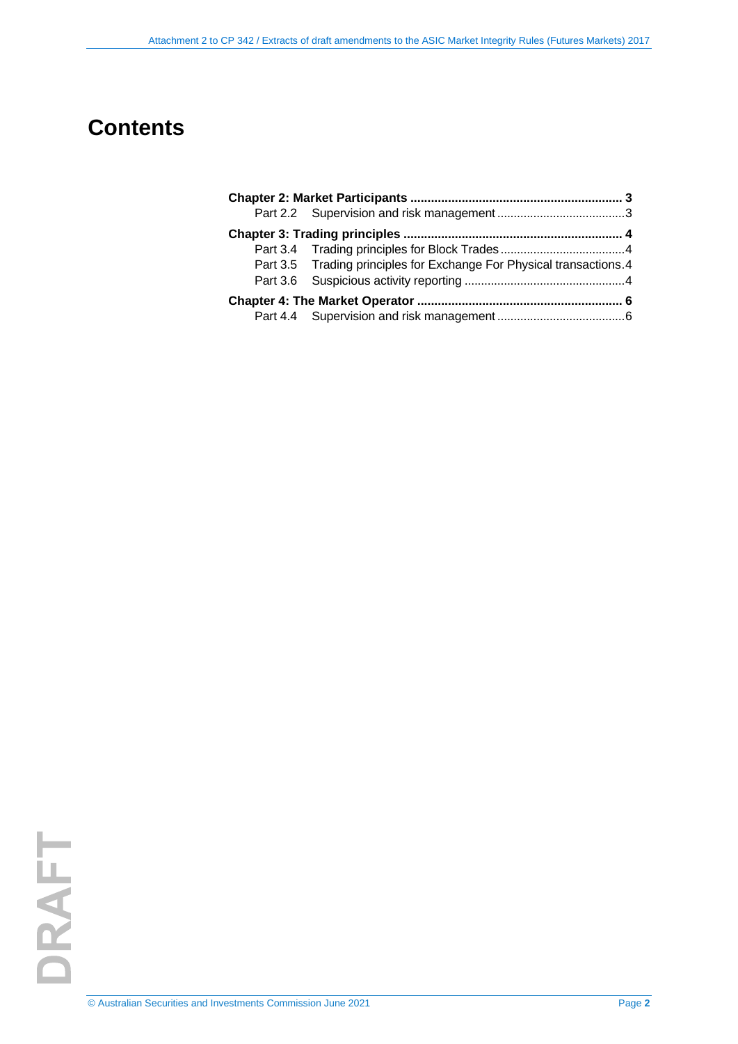# Contents

**Chapter 2: Market Participants** ............................................................. **3**
    Part 2.2 Supervision and risk management .......................................3

**Chapter 3: Trading principles** ............................................................... **4**
    Part 3.4 Trading principles for Block Trades .....................................4
    Part 3.5 Trading principles for Exchange For Physical transactions.4
    Part 3.6 Suspicious activity reporting ................................................4

**Chapter 4: The Market Operator** ........................................................... **6**
    Part 4.4 Supervision and risk management .......................................6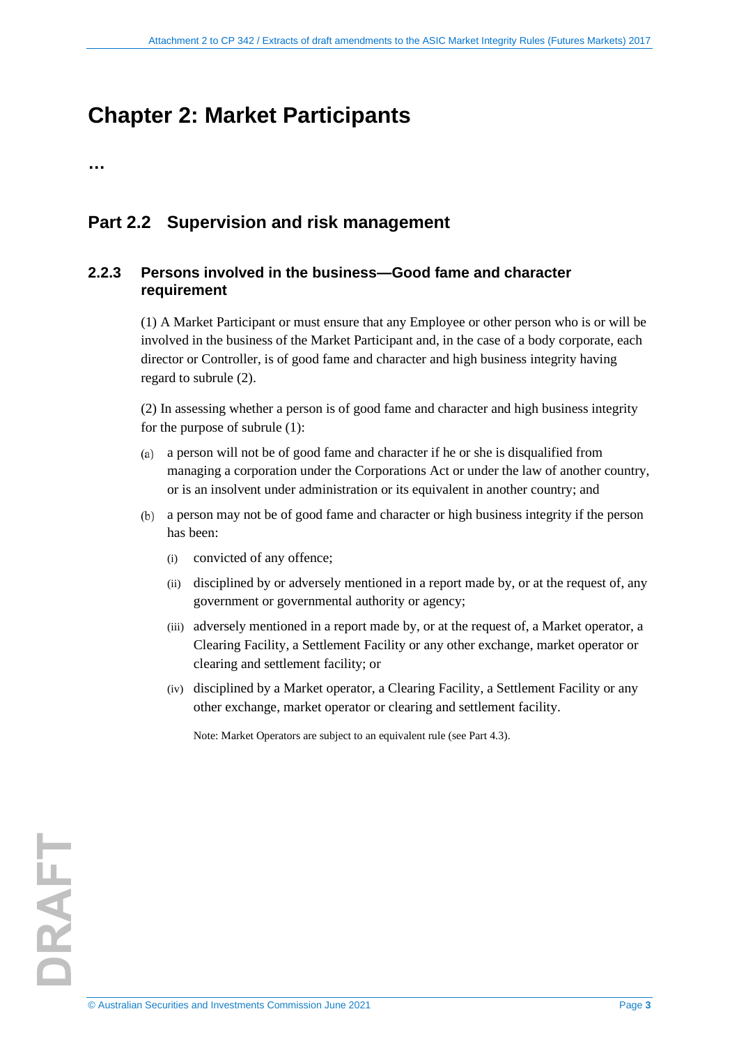# Chapter 2: Market Participants

…

## Part 2.2 Supervision and risk management

### 2.2.3 Persons involved in the business—Good fame and character requirement

(1) A Market Participant or must ensure that any Employee or other person who is or will be involved in the business of the Market Participant and, in the case of a body corporate, each director or Controller, is of good fame and character and high business integrity having regard to subrule (2).

(2) In assessing whether a person is of good fame and character and high business integrity for the purpose of subrule (1):

(a) a person will not be of good fame and character if he or she is disqualified from managing a corporation under the Corporations Act or under the law of another country, or is an insolvent under administration or its equivalent in another country; and

(b) a person may not be of good fame and character or high business integrity if the person has been:

(i) convicted of any offence;

(ii) disciplined by or adversely mentioned in a report made by, or at the request of, any government or governmental authority or agency;

(iii) adversely mentioned in a report made by, or at the request of, a Market operator, a Clearing Facility, a Settlement Facility or any other exchange, market operator or clearing and settlement facility; or

(iv) disciplined by a Market operator, a Clearing Facility, a Settlement Facility or any other exchange, market operator or clearing and settlement facility.

Note: Market Operators are subject to an equivalent rule (see Part 4.3).

DRAFT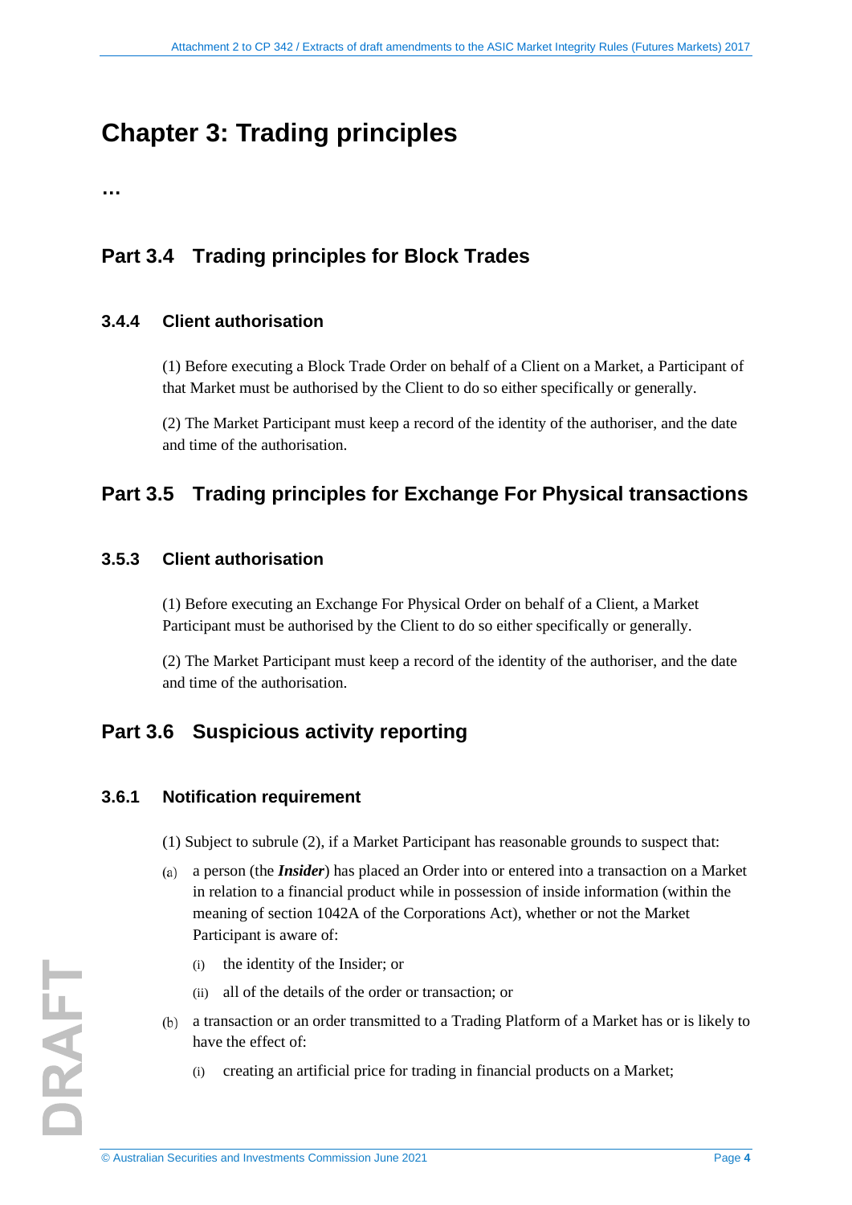# Chapter 3: Trading principles

…

## Part 3.4 Trading principles for Block Trades

### 3.4.4 Client authorisation

(1) Before executing a Block Trade Order on behalf of a Client on a Market, a Participant of that Market must be authorised by the Client to do so either specifically or generally.

(2) The Market Participant must keep a record of the identity of the authoriser, and the date and time of the authorisation.

## Part 3.5 Trading principles for Exchange For Physical transactions

### 3.5.3 Client authorisation

(1) Before executing an Exchange For Physical Order on behalf of a Client, a Market Participant must be authorised by the Client to do so either specifically or generally.

(2) The Market Participant must keep a record of the identity of the authoriser, and the date and time of the authorisation.

## Part 3.6 Suspicious activity reporting

### 3.6.1 Notification requirement

(1) Subject to subrule (2), if a Market Participant has reasonable grounds to suspect that:

(a) a person (the ***Insider***) has placed an Order into or entered into a transaction on a Market in relation to a financial product while in possession of inside information (within the meaning of section 1042A of the Corporations Act), whether or not the Market Participant is aware of:

(i) the identity of the Insider; or

(ii) all of the details of the order or transaction; or

(b) a transaction or an order transmitted to a Trading Platform of a Market has or is likely to have the effect of:

(i) creating an artificial price for trading in financial products on a Market;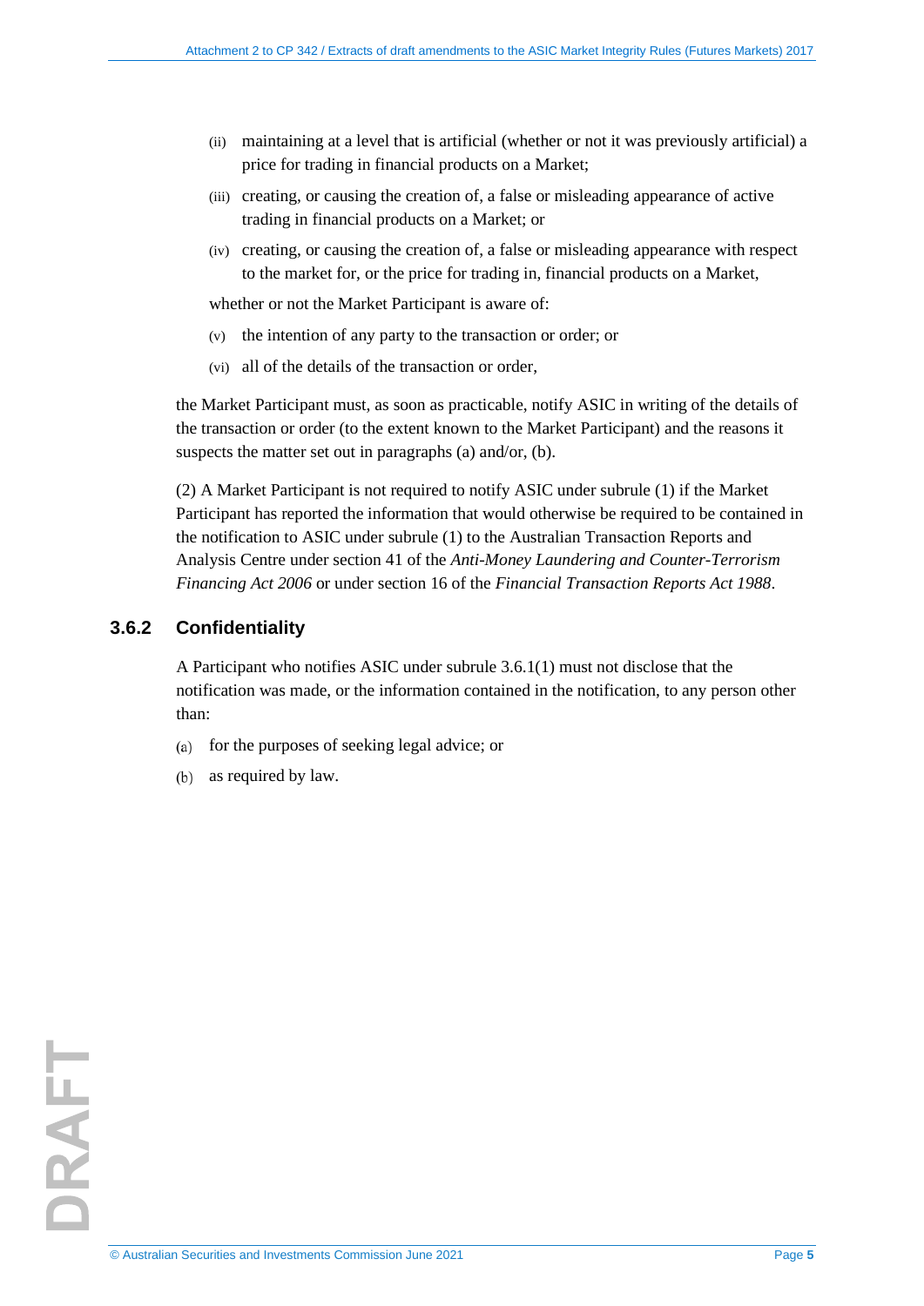(ii) maintaining at a level that is artificial (whether or not it was previously artificial) a price for trading in financial products on a Market;

(iii) creating, or causing the creation of, a false or misleading appearance of active trading in financial products on a Market; or

(iv) creating, or causing the creation of, a false or misleading appearance with respect to the market for, or the price for trading in, financial products on a Market,

whether or not the Market Participant is aware of:

(v) the intention of any party to the transaction or order; or

(vi) all of the details of the transaction or order,

the Market Participant must, as soon as practicable, notify ASIC in writing of the details of the transaction or order (to the extent known to the Market Participant) and the reasons it suspects the matter set out in paragraphs (a) and/or, (b).

(2) A Market Participant is not required to notify ASIC under subrule (1) if the Market Participant has reported the information that would otherwise be required to be contained in the notification to ASIC under subrule (1) to the Australian Transaction Reports and Analysis Centre under section 41 of the *Anti-Money Laundering and Counter-Terrorism Financing Act 2006* or under section 16 of the *Financial Transaction Reports Act 1988*.

### 3.6.2 Confidentiality

A Participant who notifies ASIC under subrule 3.6.1(1) must not disclose that the notification was made, or the information contained in the notification, to any person other than:

(a) for the purposes of seeking legal advice; or

(b) as required by law.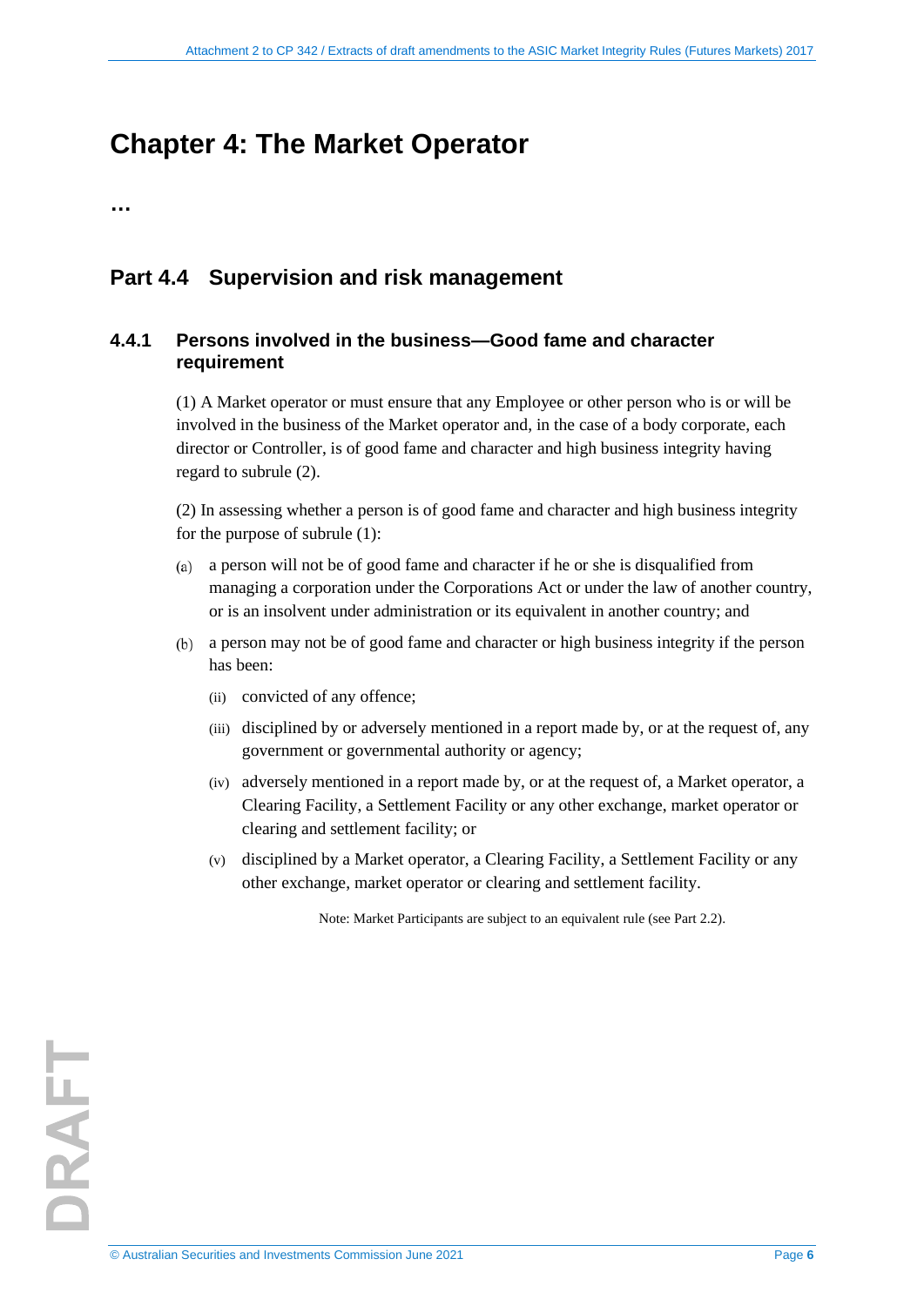# Chapter 4: The Market Operator

…

## Part 4.4 Supervision and risk management

### 4.4.1 Persons involved in the business—Good fame and character requirement

(1) A Market operator or must ensure that any Employee or other person who is or will be involved in the business of the Market operator and, in the case of a body corporate, each director or Controller, is of good fame and character and high business integrity having regard to subrule (2).

(2) In assessing whether a person is of good fame and character and high business integrity for the purpose of subrule (1):

(a) a person will not be of good fame and character if he or she is disqualified from managing a corporation under the Corporations Act or under the law of another country, or is an insolvent under administration or its equivalent in another country; and

(b) a person may not be of good fame and character or high business integrity if the person has been:

(ii) convicted of any offence;

(iii) disciplined by or adversely mentioned in a report made by, or at the request of, any government or governmental authority or agency;

(iv) adversely mentioned in a report made by, or at the request of, a Market operator, a Clearing Facility, a Settlement Facility or any other exchange, market operator or clearing and settlement facility; or

(v) disciplined by a Market operator, a Clearing Facility, a Settlement Facility or any other exchange, market operator or clearing and settlement facility.

Note: Market Participants are subject to an equivalent rule (see Part 2.2).